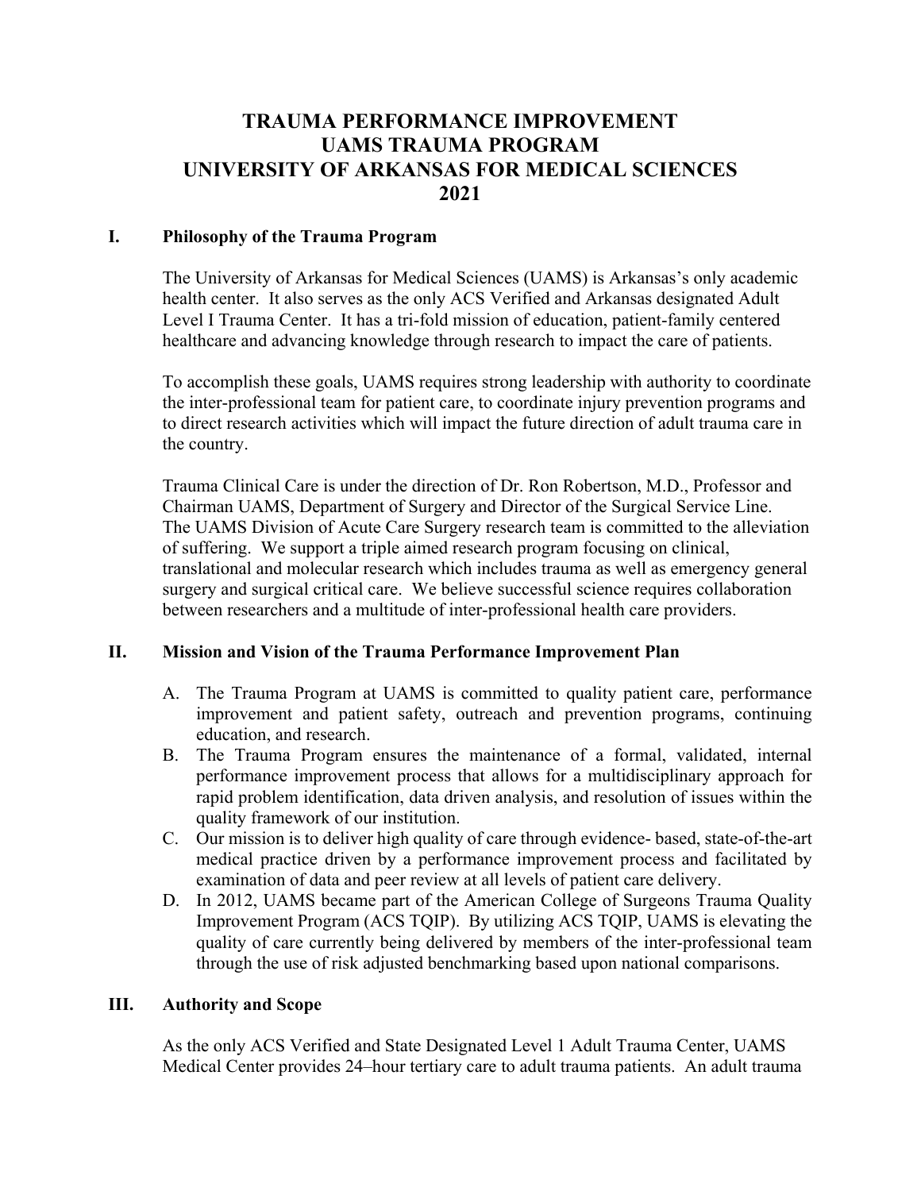# TRAUMA PERFORMANCE IMPROVEMENT
# UAMS TRAUMA PROGRAM
# UNIVERSITY OF ARKANSAS FOR MEDICAL SCIENCES
# 2021

## I. Philosophy of the Trauma Program

The University of Arkansas for Medical Sciences (UAMS) is Arkansas's only academic health center. It also serves as the only ACS Verified and Arkansas designated Adult Level I Trauma Center. It has a tri-fold mission of education, patient-family centered healthcare and advancing knowledge through research to impact the care of patients.

To accomplish these goals, UAMS requires strong leadership with authority to coordinate the inter-professional team for patient care, to coordinate injury prevention programs and to direct research activities which will impact the future direction of adult trauma care in the country.

Trauma Clinical Care is under the direction of Dr. Ron Robertson, M.D., Professor and Chairman UAMS, Department of Surgery and Director of the Surgical Service Line. The UAMS Division of Acute Care Surgery research team is committed to the alleviation of suffering. We support a triple aimed research program focusing on clinical, translational and molecular research which includes trauma as well as emergency general surgery and surgical critical care. We believe successful science requires collaboration between researchers and a multitude of inter-professional health care providers.

## II. Mission and Vision of the Trauma Performance Improvement Plan

A. The Trauma Program at UAMS is committed to quality patient care, performance improvement and patient safety, outreach and prevention programs, continuing education, and research.
B. The Trauma Program ensures the maintenance of a formal, validated, internal performance improvement process that allows for a multidisciplinary approach for rapid problem identification, data driven analysis, and resolution of issues within the quality framework of our institution.
C. Our mission is to deliver high quality of care through evidence- based, state-of-the-art medical practice driven by a performance improvement process and facilitated by examination of data and peer review at all levels of patient care delivery.
D. In 2012, UAMS became part of the American College of Surgeons Trauma Quality Improvement Program (ACS TQIP). By utilizing ACS TQIP, UAMS is elevating the quality of care currently being delivered by members of the inter-professional team through the use of risk adjusted benchmarking based upon national comparisons.

## III. Authority and Scope

As the only ACS Verified and State Designated Level 1 Adult Trauma Center, UAMS Medical Center provides 24–hour tertiary care to adult trauma patients. An adult trauma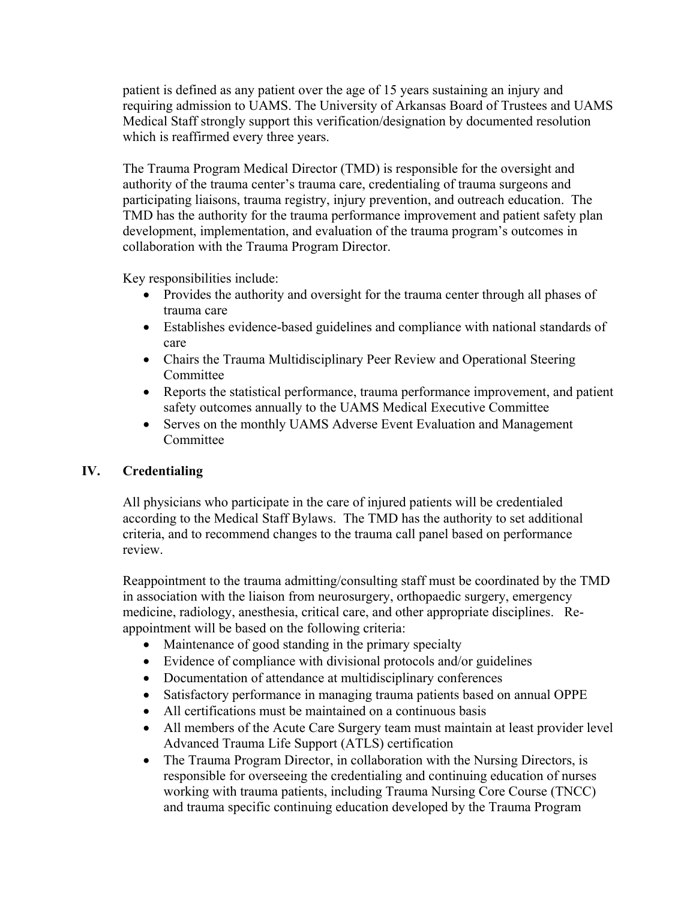patient is defined as any patient over the age of 15 years sustaining an injury and requiring admission to UAMS. The University of Arkansas Board of Trustees and UAMS Medical Staff strongly support this verification/designation by documented resolution which is reaffirmed every three years.

The Trauma Program Medical Director (TMD) is responsible for the oversight and authority of the trauma center's trauma care, credentialing of trauma surgeons and participating liaisons, trauma registry, injury prevention, and outreach education. The TMD has the authority for the trauma performance improvement and patient safety plan development, implementation, and evaluation of the trauma program's outcomes in collaboration with the Trauma Program Director.

Key responsibilities include:

- Provides the authority and oversight for the trauma center through all phases of trauma care
- Establishes evidence-based guidelines and compliance with national standards of care
- Chairs the Trauma Multidisciplinary Peer Review and Operational Steering Committee
- Reports the statistical performance, trauma performance improvement, and patient safety outcomes annually to the UAMS Medical Executive Committee
- Serves on the monthly UAMS Adverse Event Evaluation and Management Committee

## IV. Credentialing

All physicians who participate in the care of injured patients will be credentialed according to the Medical Staff Bylaws. The TMD has the authority to set additional criteria, and to recommend changes to the trauma call panel based on performance review.

Reappointment to the trauma admitting/consulting staff must be coordinated by the TMD in association with the liaison from neurosurgery, orthopaedic surgery, emergency medicine, radiology, anesthesia, critical care, and other appropriate disciplines. Re-appointment will be based on the following criteria:

- Maintenance of good standing in the primary specialty
- Evidence of compliance with divisional protocols and/or guidelines
- Documentation of attendance at multidisciplinary conferences
- Satisfactory performance in managing trauma patients based on annual OPPE
- All certifications must be maintained on a continuous basis
- All members of the Acute Care Surgery team must maintain at least provider level Advanced Trauma Life Support (ATLS) certification
- The Trauma Program Director, in collaboration with the Nursing Directors, is responsible for overseeing the credentialing and continuing education of nurses working with trauma patients, including Trauma Nursing Core Course (TNCC) and trauma specific continuing education developed by the Trauma Program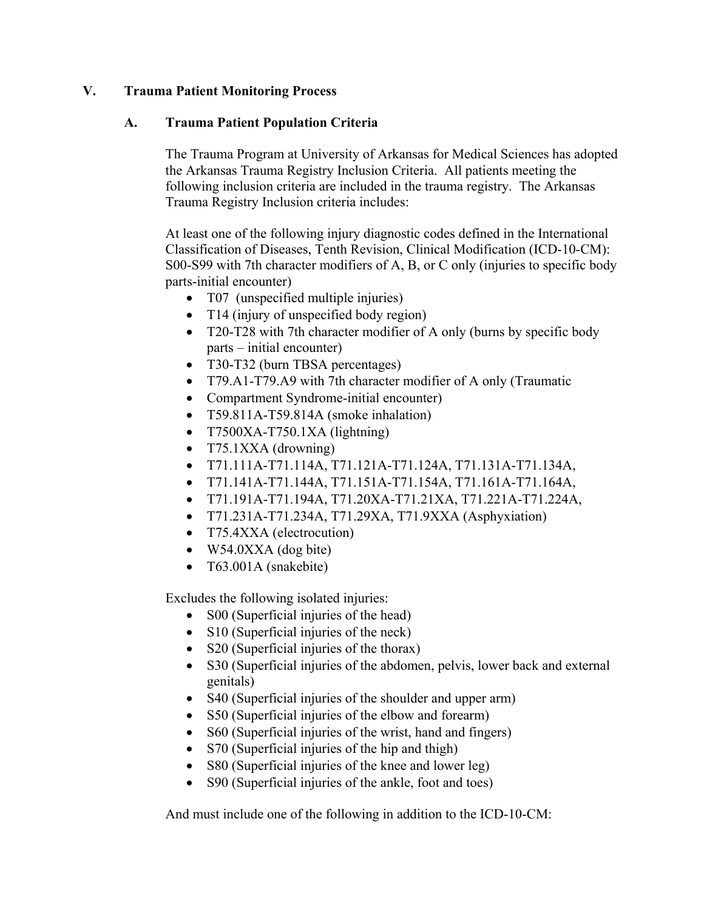## V. Trauma Patient Monitoring Process

### A. Trauma Patient Population Criteria

The Trauma Program at University of Arkansas for Medical Sciences has adopted the Arkansas Trauma Registry Inclusion Criteria. All patients meeting the following inclusion criteria are included in the trauma registry. The Arkansas Trauma Registry Inclusion criteria includes:

At least one of the following injury diagnostic codes defined in the International Classification of Diseases, Tenth Revision, Clinical Modification (ICD-10-CM): S00-S99 with 7th character modifiers of A, B, or C only (injuries to specific body parts-initial encounter)

- T07 (unspecified multiple injuries)
- T14 (injury of unspecified body region)
- T20-T28 with 7th character modifier of A only (burns by specific body parts – initial encounter)
- T30-T32 (burn TBSA percentages)
- T79.A1-T79.A9 with 7th character modifier of A only (Traumatic
- Compartment Syndrome-initial encounter)
- T59.811A-T59.814A (smoke inhalation)
- T7500XA-T750.1XA (lightning)
- T75.1XXA (drowning)
- T71.111A-T71.114A, T71.121A-T71.124A, T71.131A-T71.134A,
- T71.141A-T71.144A, T71.151A-T71.154A, T71.161A-T71.164A,
- T71.191A-T71.194A, T71.20XA-T71.21XA, T71.221A-T71.224A,
- T71.231A-T71.234A, T71.29XA, T71.9XXA (Asphyxiation)
- T75.4XXA (electrocution)
- W54.0XXA (dog bite)
- T63.001A (snakebite)

Excludes the following isolated injuries:

- S00 (Superficial injuries of the head)
- S10 (Superficial injuries of the neck)
- S20 (Superficial injuries of the thorax)
- S30 (Superficial injuries of the abdomen, pelvis, lower back and external genitals)
- S40 (Superficial injuries of the shoulder and upper arm)
- S50 (Superficial injuries of the elbow and forearm)
- S60 (Superficial injuries of the wrist, hand and fingers)
- S70 (Superficial injuries of the hip and thigh)
- S80 (Superficial injuries of the knee and lower leg)
- S90 (Superficial injuries of the ankle, foot and toes)

And must include one of the following in addition to the ICD-10-CM: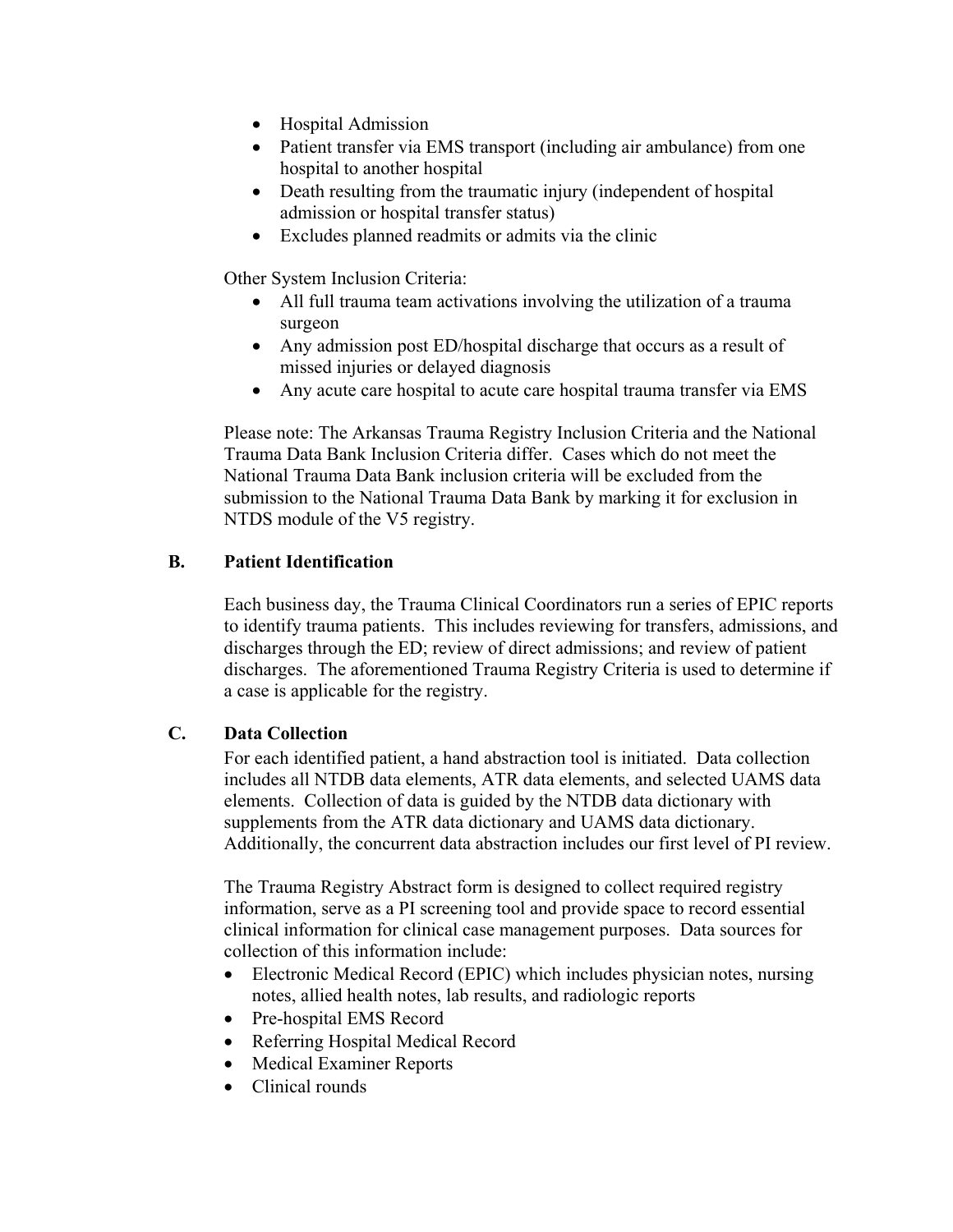- Hospital Admission
- Patient transfer via EMS transport (including air ambulance) from one hospital to another hospital
- Death resulting from the traumatic injury (independent of hospital admission or hospital transfer status)
- Excludes planned readmits or admits via the clinic

Other System Inclusion Criteria:

- All full trauma team activations involving the utilization of a trauma surgeon
- Any admission post ED/hospital discharge that occurs as a result of missed injuries or delayed diagnosis
- Any acute care hospital to acute care hospital trauma transfer via EMS

Please note: The Arkansas Trauma Registry Inclusion Criteria and the National Trauma Data Bank Inclusion Criteria differ. Cases which do not meet the National Trauma Data Bank inclusion criteria will be excluded from the submission to the National Trauma Data Bank by marking it for exclusion in NTDS module of the V5 registry.

### B. Patient Identification

Each business day, the Trauma Clinical Coordinators run a series of EPIC reports to identify trauma patients. This includes reviewing for transfers, admissions, and discharges through the ED; review of direct admissions; and review of patient discharges. The aforementioned Trauma Registry Criteria is used to determine if a case is applicable for the registry.

### C. Data Collection

For each identified patient, a hand abstraction tool is initiated. Data collection includes all NTDB data elements, ATR data elements, and selected UAMS data elements. Collection of data is guided by the NTDB data dictionary with supplements from the ATR data dictionary and UAMS data dictionary. Additionally, the concurrent data abstraction includes our first level of PI review.

The Trauma Registry Abstract form is designed to collect required registry information, serve as a PI screening tool and provide space to record essential clinical information for clinical case management purposes. Data sources for collection of this information include:

- Electronic Medical Record (EPIC) which includes physician notes, nursing notes, allied health notes, lab results, and radiologic reports
- Pre-hospital EMS Record
- Referring Hospital Medical Record
- Medical Examiner Reports
- Clinical rounds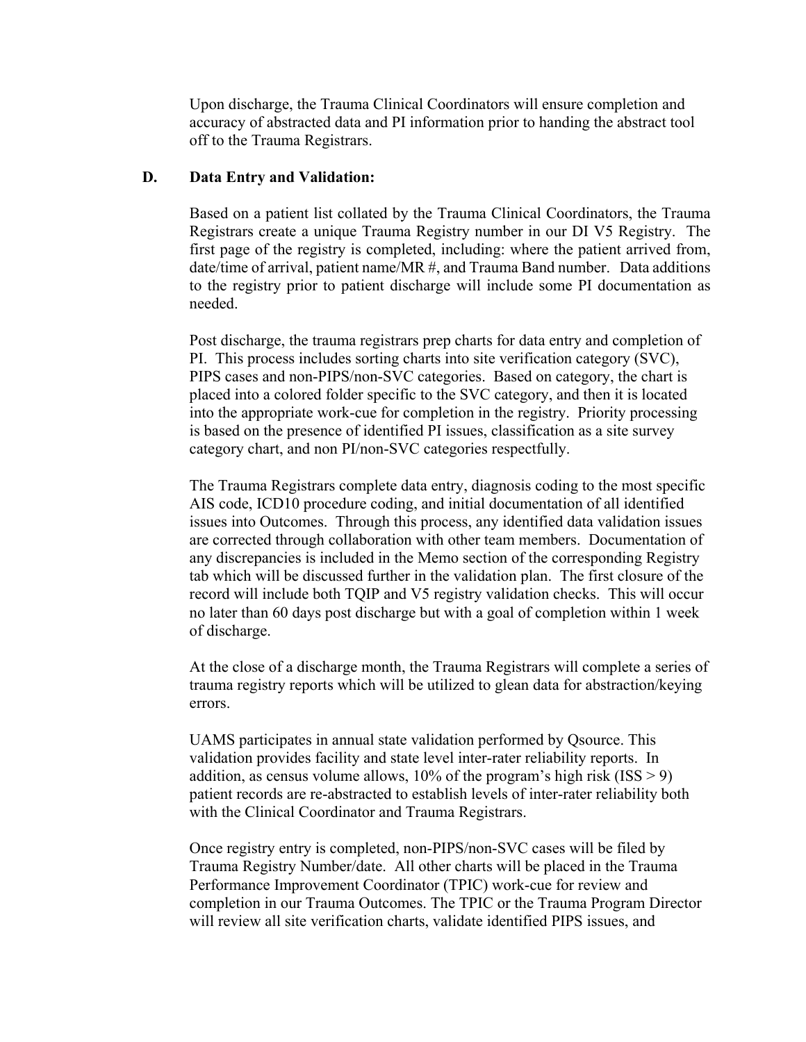Upon discharge, the Trauma Clinical Coordinators will ensure completion and accuracy of abstracted data and PI information prior to handing the abstract tool off to the Trauma Registrars.

**D. Data Entry and Validation:**

Based on a patient list collated by the Trauma Clinical Coordinators, the Trauma Registrars create a unique Trauma Registry number in our DI V5 Registry. The first page of the registry is completed, including: where the patient arrived from, date/time of arrival, patient name/MR #, and Trauma Band number. Data additions to the registry prior to patient discharge will include some PI documentation as needed.

Post discharge, the trauma registrars prep charts for data entry and completion of PI. This process includes sorting charts into site verification category (SVC), PIPS cases and non-PIPS/non-SVC categories. Based on category, the chart is placed into a colored folder specific to the SVC category, and then it is located into the appropriate work-cue for completion in the registry. Priority processing is based on the presence of identified PI issues, classification as a site survey category chart, and non PI/non-SVC categories respectfully.

The Trauma Registrars complete data entry, diagnosis coding to the most specific AIS code, ICD10 procedure coding, and initial documentation of all identified issues into Outcomes. Through this process, any identified data validation issues are corrected through collaboration with other team members. Documentation of any discrepancies is included in the Memo section of the corresponding Registry tab which will be discussed further in the validation plan. The first closure of the record will include both TQIP and V5 registry validation checks. This will occur no later than 60 days post discharge but with a goal of completion within 1 week of discharge.

At the close of a discharge month, the Trauma Registrars will complete a series of trauma registry reports which will be utilized to glean data for abstraction/keying errors.

UAMS participates in annual state validation performed by Qsource. This validation provides facility and state level inter-rater reliability reports. In addition, as census volume allows, 10% of the program's high risk (ISS > 9) patient records are re-abstracted to establish levels of inter-rater reliability both with the Clinical Coordinator and Trauma Registrars.

Once registry entry is completed, non-PIPS/non-SVC cases will be filed by Trauma Registry Number/date. All other charts will be placed in the Trauma Performance Improvement Coordinator (TPIC) work-cue for review and completion in our Trauma Outcomes. The TPIC or the Trauma Program Director will review all site verification charts, validate identified PIPS issues, and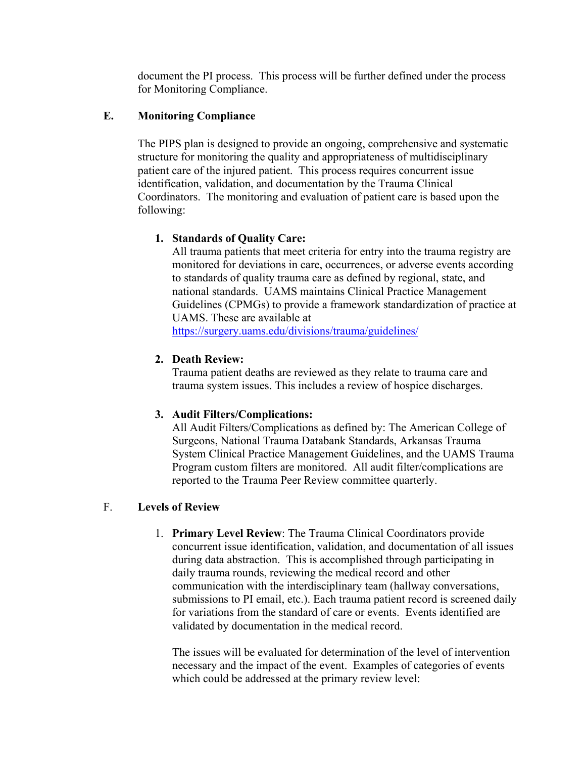document the PI process. This process will be further defined under the process for Monitoring Compliance.

## E. Monitoring Compliance

The PIPS plan is designed to provide an ongoing, comprehensive and systematic structure for monitoring the quality and appropriateness of multidisciplinary patient care of the injured patient. This process requires concurrent issue identification, validation, and documentation by the Trauma Clinical Coordinators. The monitoring and evaluation of patient care is based upon the following:

1. **Standards of Quality Care:**
   All trauma patients that meet criteria for entry into the trauma registry are monitored for deviations in care, occurrences, or adverse events according to standards of quality trauma care as defined by regional, state, and national standards. UAMS maintains Clinical Practice Management Guidelines (CPMGs) to provide a framework standardization of practice at UAMS. These are available at https://surgery.uams.edu/divisions/trauma/guidelines/

2. **Death Review:**
   Trauma patient deaths are reviewed as they relate to trauma care and trauma system issues. This includes a review of hospice discharges.

3. **Audit Filters/Complications:**
   All Audit Filters/Complications as defined by: The American College of Surgeons, National Trauma Databank Standards, Arkansas Trauma System Clinical Practice Management Guidelines, and the UAMS Trauma Program custom filters are monitored. All audit filter/complications are reported to the Trauma Peer Review committee quarterly.

## F. Levels of Review

1. **Primary Level Review**: The Trauma Clinical Coordinators provide concurrent issue identification, validation, and documentation of all issues during data abstraction. This is accomplished through participating in daily trauma rounds, reviewing the medical record and other communication with the interdisciplinary team (hallway conversations, submissions to PI email, etc.). Each trauma patient record is screened daily for variations from the standard of care or events. Events identified are validated by documentation in the medical record.

   The issues will be evaluated for determination of the level of intervention necessary and the impact of the event. Examples of categories of events which could be addressed at the primary review level: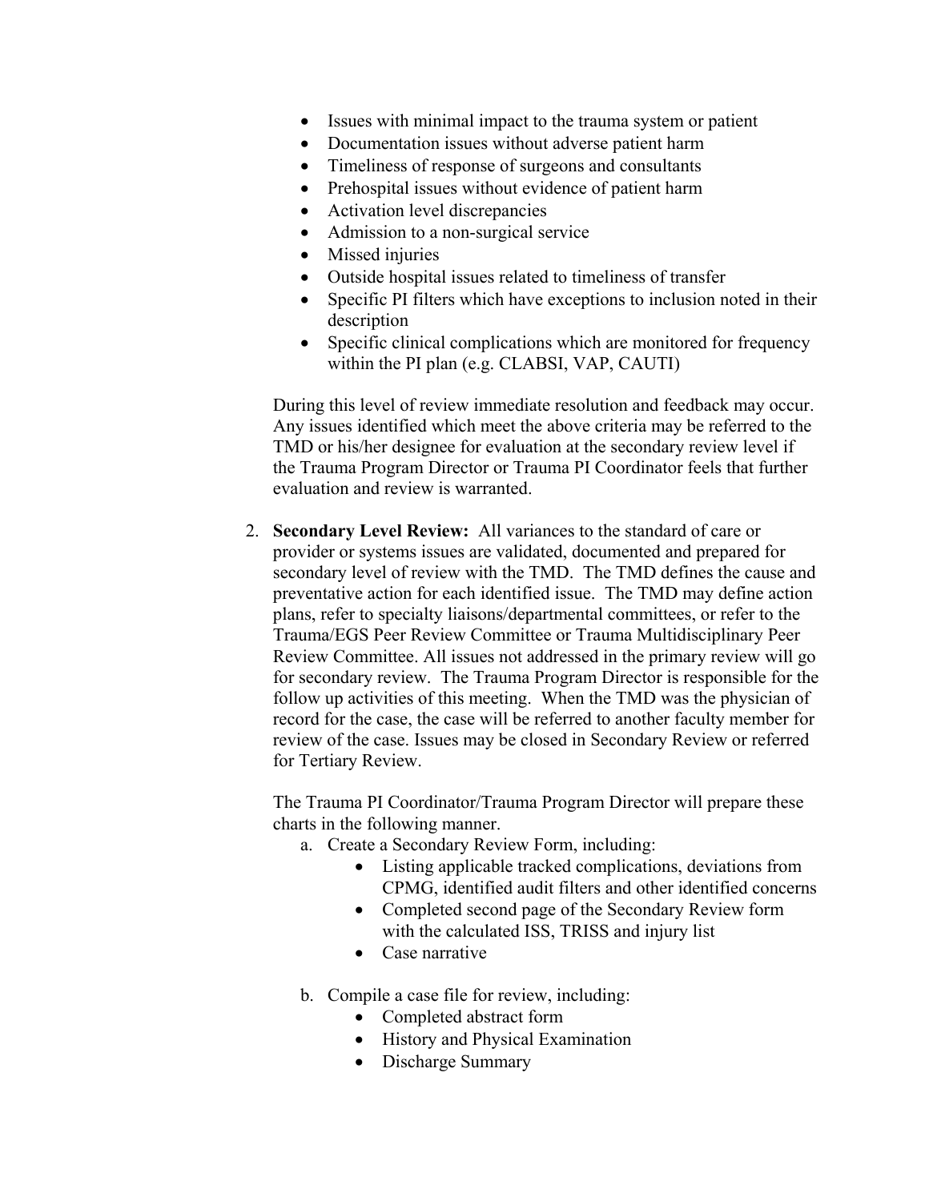- Issues with minimal impact to the trauma system or patient
- Documentation issues without adverse patient harm
- Timeliness of response of surgeons and consultants
- Prehospital issues without evidence of patient harm
- Activation level discrepancies
- Admission to a non-surgical service
- Missed injuries
- Outside hospital issues related to timeliness of transfer
- Specific PI filters which have exceptions to inclusion noted in their description
- Specific clinical complications which are monitored for frequency within the PI plan (e.g. CLABSI, VAP, CAUTI)

During this level of review immediate resolution and feedback may occur. Any issues identified which meet the above criteria may be referred to the TMD or his/her designee for evaluation at the secondary review level if the Trauma Program Director or Trauma PI Coordinator feels that further evaluation and review is warranted.

2. **Secondary Level Review:** All variances to the standard of care or provider or systems issues are validated, documented and prepared for secondary level of review with the TMD. The TMD defines the cause and preventative action for each identified issue. The TMD may define action plans, refer to specialty liaisons/departmental committees, or refer to the Trauma/EGS Peer Review Committee or Trauma Multidisciplinary Peer Review Committee. All issues not addressed in the primary review will go for secondary review. The Trauma Program Director is responsible for the follow up activities of this meeting. When the TMD was the physician of record for the case, the case will be referred to another faculty member for review of the case. Issues may be closed in Secondary Review or referred for Tertiary Review.

   The Trauma PI Coordinator/Trauma Program Director will prepare these charts in the following manner.

   a. Create a Secondary Review Form, including:
      - Listing applicable tracked complications, deviations from CPMG, identified audit filters and other identified concerns
      - Completed second page of the Secondary Review form with the calculated ISS, TRISS and injury list
      - Case narrative

   b. Compile a case file for review, including:
      - Completed abstract form
      - History and Physical Examination
      - Discharge Summary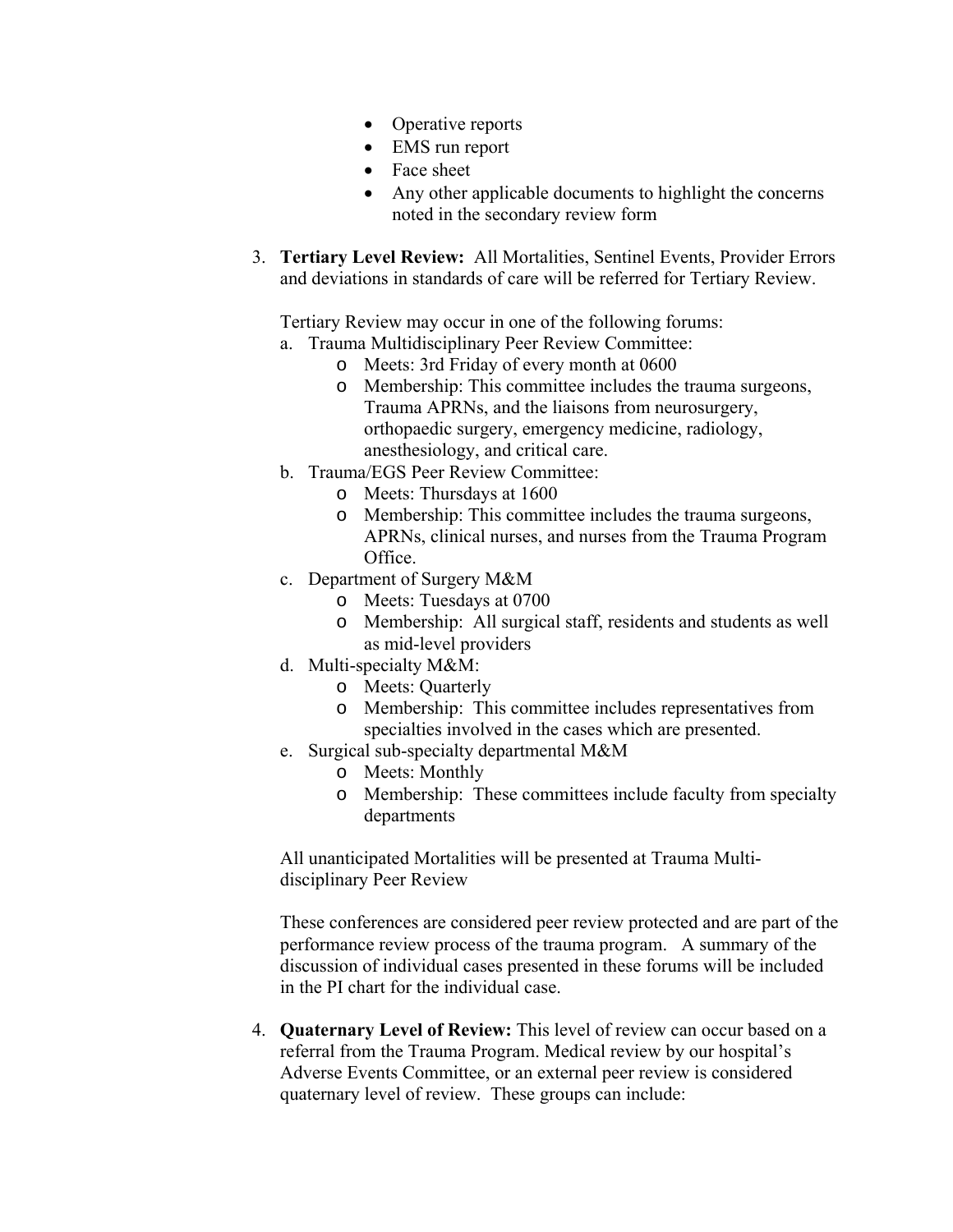- Operative reports
- EMS run report
- Face sheet
- Any other applicable documents to highlight the concerns noted in the secondary review form

3. **Tertiary Level Review:** All Mortalities, Sentinel Events, Provider Errors and deviations in standards of care will be referred for Tertiary Review.

   Tertiary Review may occur in one of the following forums:

   a. Trauma Multidisciplinary Peer Review Committee:
      - Meets: 3rd Friday of every month at 0600
      - Membership: This committee includes the trauma surgeons, Trauma APRNs, and the liaisons from neurosurgery, orthopaedic surgery, emergency medicine, radiology, anesthesiology, and critical care.

   b. Trauma/EGS Peer Review Committee:
      - Meets: Thursdays at 1600
      - Membership: This committee includes the trauma surgeons, APRNs, clinical nurses, and nurses from the Trauma Program Office.

   c. Department of Surgery M&M
      - Meets: Tuesdays at 0700
      - Membership: All surgical staff, residents and students as well as mid-level providers

   d. Multi-specialty M&M:
      - Meets: Quarterly
      - Membership: This committee includes representatives from specialties involved in the cases which are presented.

   e. Surgical sub-specialty departmental M&M
      - Meets: Monthly
      - Membership: These committees include faculty from specialty departments

   All unanticipated Mortalities will be presented at Trauma Multi-disciplinary Peer Review

   These conferences are considered peer review protected and are part of the performance review process of the trauma program. A summary of the discussion of individual cases presented in these forums will be included in the PI chart for the individual case.

4. **Quaternary Level of Review:** This level of review can occur based on a referral from the Trauma Program. Medical review by our hospital's Adverse Events Committee, or an external peer review is considered quaternary level of review. These groups can include: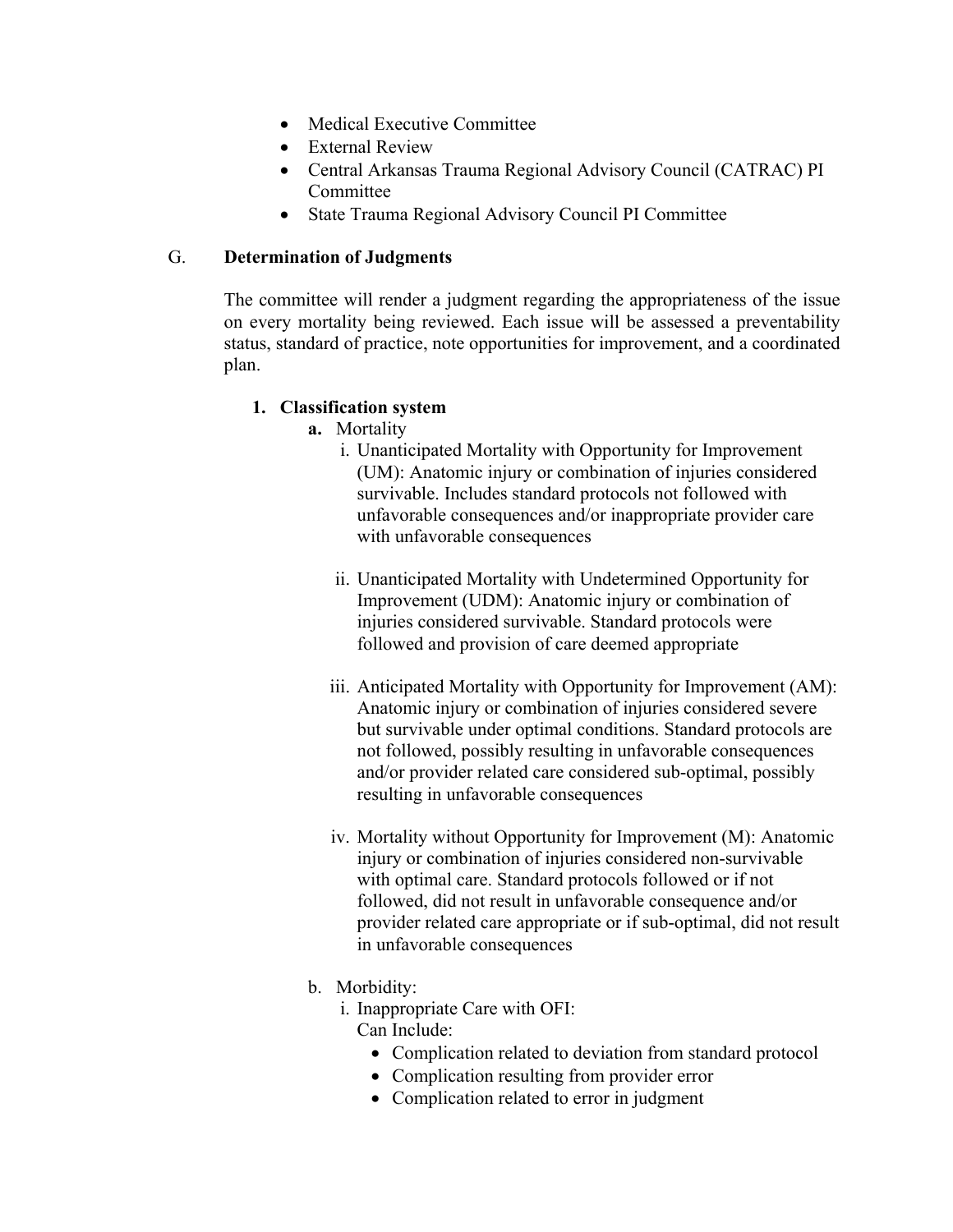- Medical Executive Committee
- External Review
- Central Arkansas Trauma Regional Advisory Council (CATRAC) PI Committee
- State Trauma Regional Advisory Council PI Committee

G. **Determination of Judgments**

The committee will render a judgment regarding the appropriateness of the issue on every mortality being reviewed. Each issue will be assessed a preventability status, standard of practice, note opportunities for improvement, and a coordinated plan.

1. **Classification system**
   - **a.** Mortality
     - i. Unanticipated Mortality with Opportunity for Improvement (UM): Anatomic injury or combination of injuries considered survivable. Includes standard protocols not followed with unfavorable consequences and/or inappropriate provider care with unfavorable consequences
     - ii. Unanticipated Mortality with Undetermined Opportunity for Improvement (UDM): Anatomic injury or combination of injuries considered survivable. Standard protocols were followed and provision of care deemed appropriate
     - iii. Anticipated Mortality with Opportunity for Improvement (AM): Anatomic injury or combination of injuries considered severe but survivable under optimal conditions. Standard protocols are not followed, possibly resulting in unfavorable consequences and/or provider related care considered sub-optimal, possibly resulting in unfavorable consequences
     - iv. Mortality without Opportunity for Improvement (M): Anatomic injury or combination of injuries considered non-survivable with optimal care. Standard protocols followed or if not followed, did not result in unfavorable consequence and/or provider related care appropriate or if sub-optimal, did not result in unfavorable consequences
   - b. Morbidity:
     - i. Inappropriate Care with OFI:
       Can Include:
       - Complication related to deviation from standard protocol
       - Complication resulting from provider error
       - Complication related to error in judgment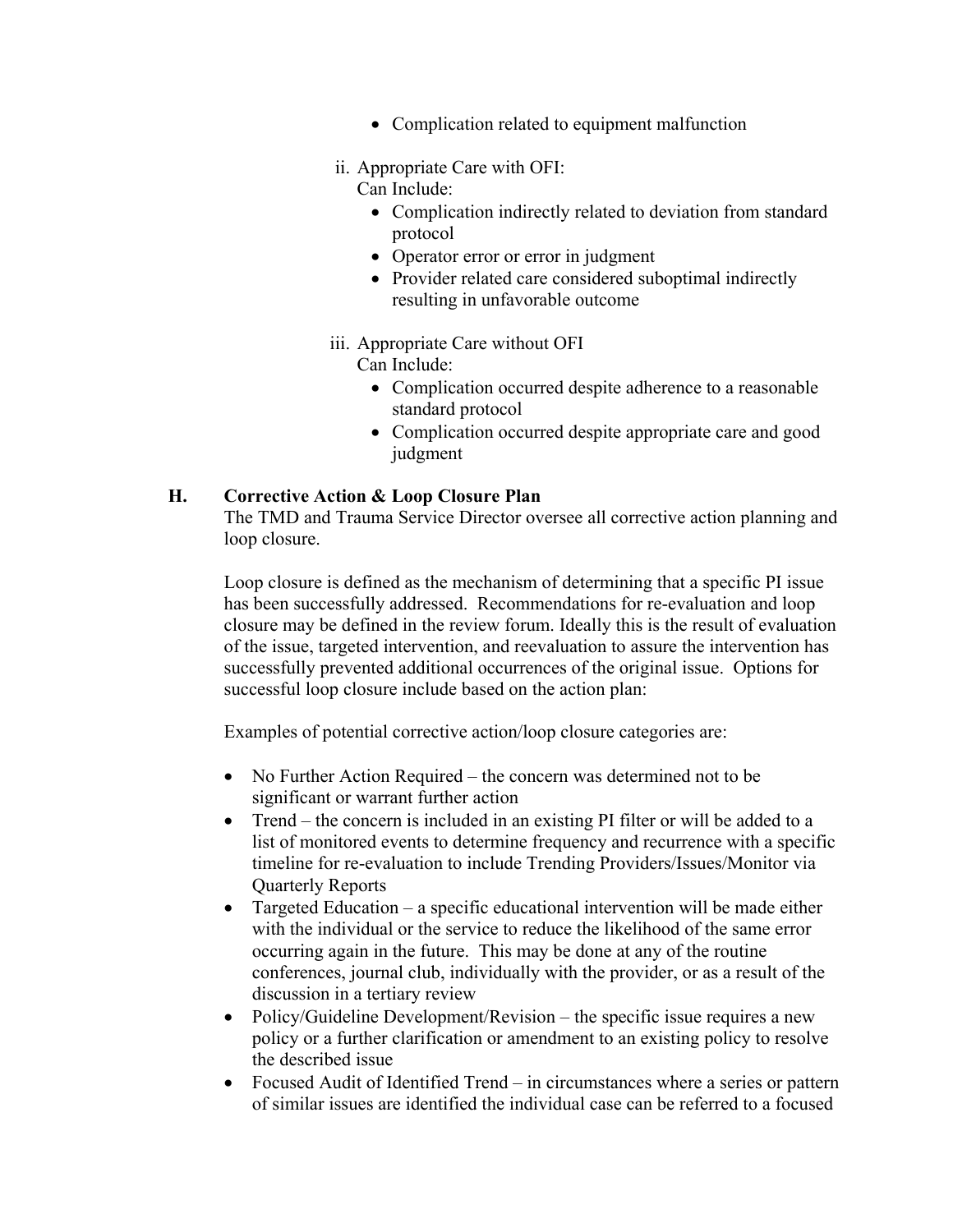- Complication related to equipment malfunction

ii. Appropriate Care with OFI:
   Can Include:
   - Complication indirectly related to deviation from standard protocol
   - Operator error or error in judgment
   - Provider related care considered suboptimal indirectly resulting in unfavorable outcome

iii. Appropriate Care without OFI
   Can Include:
   - Complication occurred despite adherence to a reasonable standard protocol
   - Complication occurred despite appropriate care and good judgment

**H. Corrective Action & Loop Closure Plan**

The TMD and Trauma Service Director oversee all corrective action planning and loop closure.

Loop closure is defined as the mechanism of determining that a specific PI issue has been successfully addressed. Recommendations for re-evaluation and loop closure may be defined in the review forum. Ideally this is the result of evaluation of the issue, targeted intervention, and reevaluation to assure the intervention has successfully prevented additional occurrences of the original issue. Options for successful loop closure include based on the action plan:

Examples of potential corrective action/loop closure categories are:

- No Further Action Required – the concern was determined not to be significant or warrant further action
- Trend – the concern is included in an existing PI filter or will be added to a list of monitored events to determine frequency and recurrence with a specific timeline for re-evaluation to include Trending Providers/Issues/Monitor via Quarterly Reports
- Targeted Education – a specific educational intervention will be made either with the individual or the service to reduce the likelihood of the same error occurring again in the future. This may be done at any of the routine conferences, journal club, individually with the provider, or as a result of the discussion in a tertiary review
- Policy/Guideline Development/Revision – the specific issue requires a new policy or a further clarification or amendment to an existing policy to resolve the described issue
- Focused Audit of Identified Trend – in circumstances where a series or pattern of similar issues are identified the individual case can be referred to a focused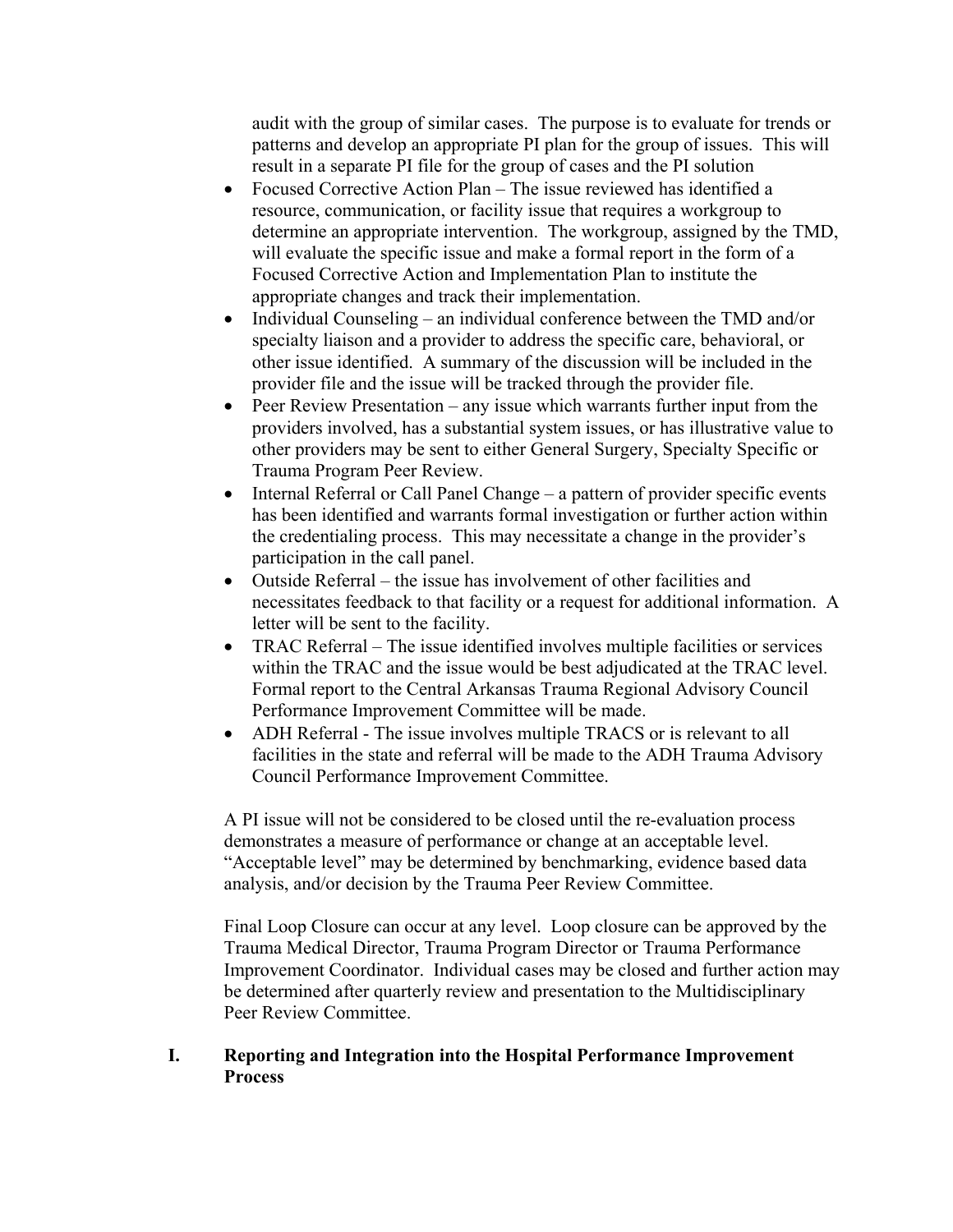audit with the group of similar cases. The purpose is to evaluate for trends or patterns and develop an appropriate PI plan for the group of issues. This will result in a separate PI file for the group of cases and the PI solution

- Focused Corrective Action Plan – The issue reviewed has identified a resource, communication, or facility issue that requires a workgroup to determine an appropriate intervention. The workgroup, assigned by the TMD, will evaluate the specific issue and make a formal report in the form of a Focused Corrective Action and Implementation Plan to institute the appropriate changes and track their implementation.
- Individual Counseling – an individual conference between the TMD and/or specialty liaison and a provider to address the specific care, behavioral, or other issue identified. A summary of the discussion will be included in the provider file and the issue will be tracked through the provider file.
- Peer Review Presentation – any issue which warrants further input from the providers involved, has a substantial system issues, or has illustrative value to other providers may be sent to either General Surgery, Specialty Specific or Trauma Program Peer Review.
- Internal Referral or Call Panel Change – a pattern of provider specific events has been identified and warrants formal investigation or further action within the credentialing process. This may necessitate a change in the provider's participation in the call panel.
- Outside Referral – the issue has involvement of other facilities and necessitates feedback to that facility or a request for additional information. A letter will be sent to the facility.
- TRAC Referral – The issue identified involves multiple facilities or services within the TRAC and the issue would be best adjudicated at the TRAC level. Formal report to the Central Arkansas Trauma Regional Advisory Council Performance Improvement Committee will be made.
- ADH Referral - The issue involves multiple TRACS or is relevant to all facilities in the state and referral will be made to the ADH Trauma Advisory Council Performance Improvement Committee.

A PI issue will not be considered to be closed until the re-evaluation process demonstrates a measure of performance or change at an acceptable level. "Acceptable level" may be determined by benchmarking, evidence based data analysis, and/or decision by the Trauma Peer Review Committee.

Final Loop Closure can occur at any level. Loop closure can be approved by the Trauma Medical Director, Trauma Program Director or Trauma Performance Improvement Coordinator. Individual cases may be closed and further action may be determined after quarterly review and presentation to the Multidisciplinary Peer Review Committee.

## I. Reporting and Integration into the Hospital Performance Improvement Process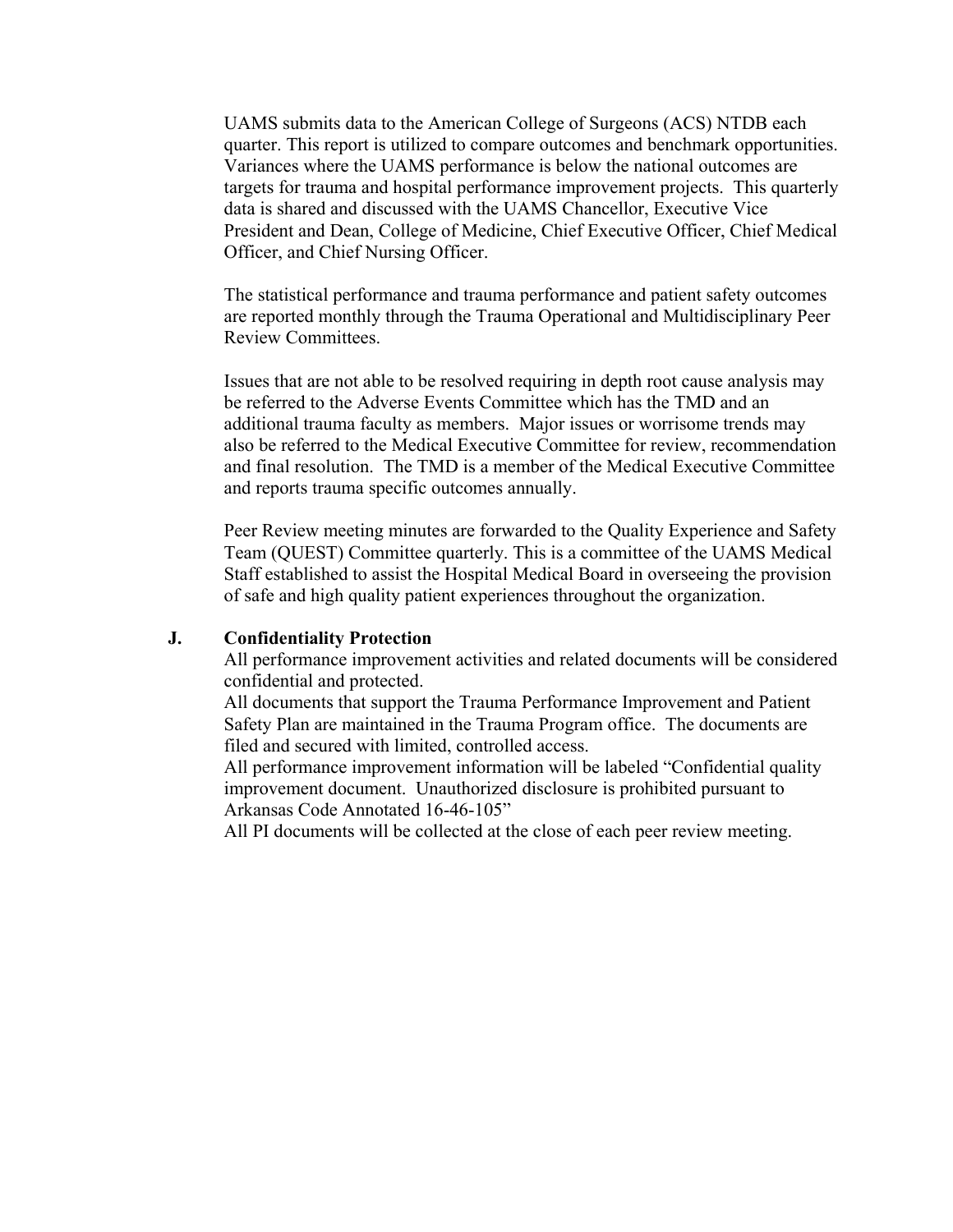UAMS submits data to the American College of Surgeons (ACS) NTDB each quarter. This report is utilized to compare outcomes and benchmark opportunities. Variances where the UAMS performance is below the national outcomes are targets for trauma and hospital performance improvement projects. This quarterly data is shared and discussed with the UAMS Chancellor, Executive Vice President and Dean, College of Medicine, Chief Executive Officer, Chief Medical Officer, and Chief Nursing Officer.

The statistical performance and trauma performance and patient safety outcomes are reported monthly through the Trauma Operational and Multidisciplinary Peer Review Committees.

Issues that are not able to be resolved requiring in depth root cause analysis may be referred to the Adverse Events Committee which has the TMD and an additional trauma faculty as members. Major issues or worrisome trends may also be referred to the Medical Executive Committee for review, recommendation and final resolution. The TMD is a member of the Medical Executive Committee and reports trauma specific outcomes annually.

Peer Review meeting minutes are forwarded to the Quality Experience and Safety Team (QUEST) Committee quarterly. This is a committee of the UAMS Medical Staff established to assist the Hospital Medical Board in overseeing the provision of safe and high quality patient experiences throughout the organization.

**J. Confidentiality Protection**

All performance improvement activities and related documents will be considered confidential and protected.

All documents that support the Trauma Performance Improvement and Patient Safety Plan are maintained in the Trauma Program office. The documents are filed and secured with limited, controlled access.

All performance improvement information will be labeled "Confidential quality improvement document. Unauthorized disclosure is prohibited pursuant to Arkansas Code Annotated 16-46-105"

All PI documents will be collected at the close of each peer review meeting.